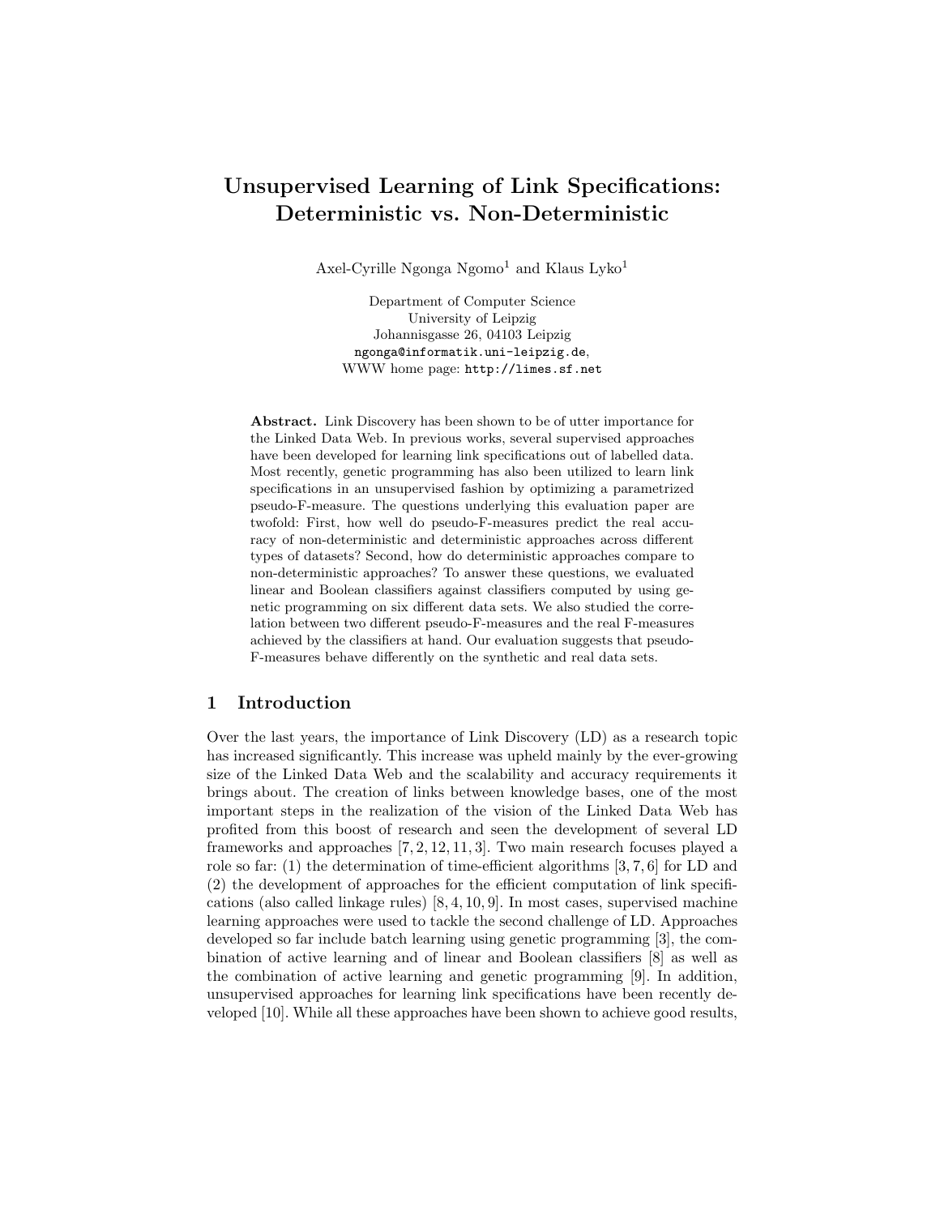# Unsupervised Learning of Link Specifications: Deterministic vs. Non-Deterministic

Axel-Cyrille Ngonga Ngomo[1] and Klaus Lyko[1]

Department of Computer Science
University of Leipzig
Johannisgasse 26, 04103 Leipzig
ngonga@informatik.uni-leipzig.de,
WWW home page: http://limes.sf.net

**Abstract.** Link Discovery has been shown to be of utter importance for the Linked Data Web. In previous works, several supervised approaches have been developed for learning link specifications out of labelled data. Most recently, genetic programming has also been utilized to learn link specifications in an unsupervised fashion by optimizing a parametrized pseudo-F-measure. The questions underlying this evaluation paper are twofold: First, how well do pseudo-F-measures predict the real accuracy of non-deterministic and deterministic approaches across different types of datasets? Second, how do deterministic approaches compare to non-deterministic approaches? To answer these questions, we evaluated linear and Boolean classifiers against classifiers computed by using genetic programming on six different data sets. We also studied the correlation between two different pseudo-F-measures and the real F-measures achieved by the classifiers at hand. Our evaluation suggests that pseudo-F-measures behave differently on the synthetic and real data sets.

## 1 Introduction

Over the last years, the importance of Link Discovery (LD) as a research topic has increased significantly. This increase was upheld mainly by the ever-growing size of the Linked Data Web and the scalability and accuracy requirements it brings about. The creation of links between knowledge bases, one of the most important steps in the realization of the vision of the Linked Data Web has profited from this boost of research and seen the development of several LD frameworks and approaches [7, 2, 12, 11, 3]. Two main research focuses played a role so far: (1) the determination of time-efficient algorithms [3, 7, 6] for LD and (2) the development of approaches for the efficient computation of link specifications (also called linkage rules) [8, 4, 10, 9]. In most cases, supervised machine learning approaches were used to tackle the second challenge of LD. Approaches developed so far include batch learning using genetic programming [3], the combination of active learning and of linear and Boolean classifiers [8] as well as the combination of active learning and genetic programming [9]. In addition, unsupervised approaches for learning link specifications have been recently developed [10]. While all these approaches have been shown to achieve good results,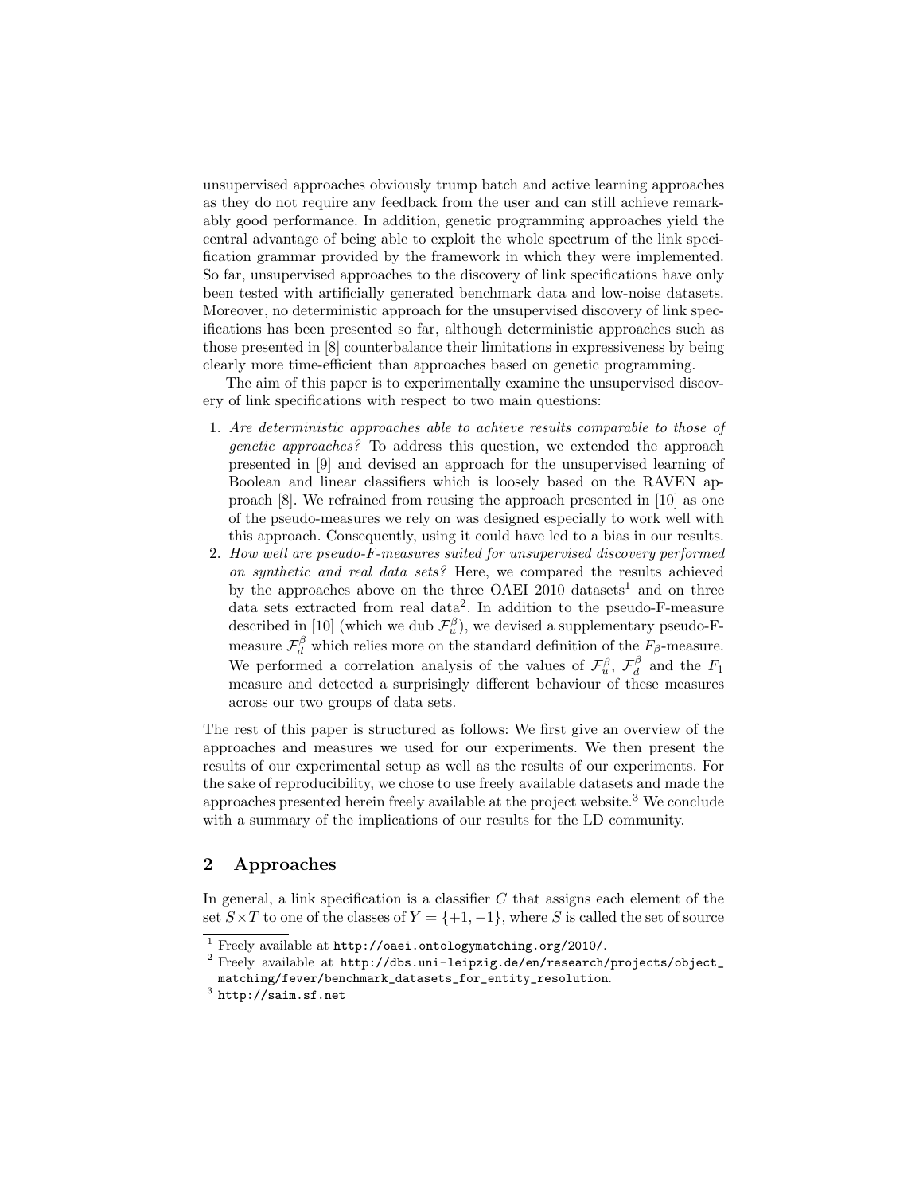unsupervised approaches obviously trump batch and active learning approaches as they do not require any feedback from the user and can still achieve remarkably good performance. In addition, genetic programming approaches yield the central advantage of being able to exploit the whole spectrum of the link specification grammar provided by the framework in which they were implemented. So far, unsupervised approaches to the discovery of link specifications have only been tested with artificially generated benchmark data and low-noise datasets. Moreover, no deterministic approach for the unsupervised discovery of link specifications has been presented so far, although deterministic approaches such as those presented in [8] counterbalance their limitations in expressiveness by being clearly more time-efficient than approaches based on genetic programming.

The aim of this paper is to experimentally examine the unsupervised discovery of link specifications with respect to two main questions:

1. *Are deterministic approaches able to achieve results comparable to those of genetic approaches?* To address this question, we extended the approach presented in [9] and devised an approach for the unsupervised learning of Boolean and linear classifiers which is loosely based on the RAVEN approach [8]. We refrained from reusing the approach presented in [10] as one of the pseudo-measures we rely on was designed especially to work well with this approach. Consequently, using it could have led to a bias in our results.
2. *How well are pseudo-F-measures suited for unsupervised discovery performed on synthetic and real data sets?* Here, we compared the results achieved by the approaches above on the three OAEI 2010 datasets[1] and on three data sets extracted from real data[2]. In addition to the pseudo-F-measure described in [10] (which we dub $\mathcal{F}_u^\beta$), we devised a supplementary pseudo-F-measure $\mathcal{F}_d^\beta$ which relies more on the standard definition of the $F_\beta$-measure. We performed a correlation analysis of the values of $\mathcal{F}_u^\beta$, $\mathcal{F}_d^\beta$ and the $F_1$ measure and detected a surprisingly different behaviour of these measures across our two groups of data sets.

The rest of this paper is structured as follows: We first give an overview of the approaches and measures we used for our experiments. We then present the results of our experimental setup as well as the results of our experiments. For the sake of reproducibility, we chose to use freely available datasets and made the approaches presented herein freely available at the project website.[3] We conclude with a summary of the implications of our results for the LD community.

## 2 Approaches

In general, a link specification is a classifier $C$ that assigns each element of the set $S \times T$ to one of the classes of $Y = \{+1, -1\}$, where $S$ is called the set of source

[1] Freely available at http://oaei.ontologymatching.org/2010/.

[2] Freely available at http://dbs.uni-leipzig.de/en/research/projects/object_matching/fever/benchmark_datasets_for_entity_resolution.

[3] http://saim.sf.net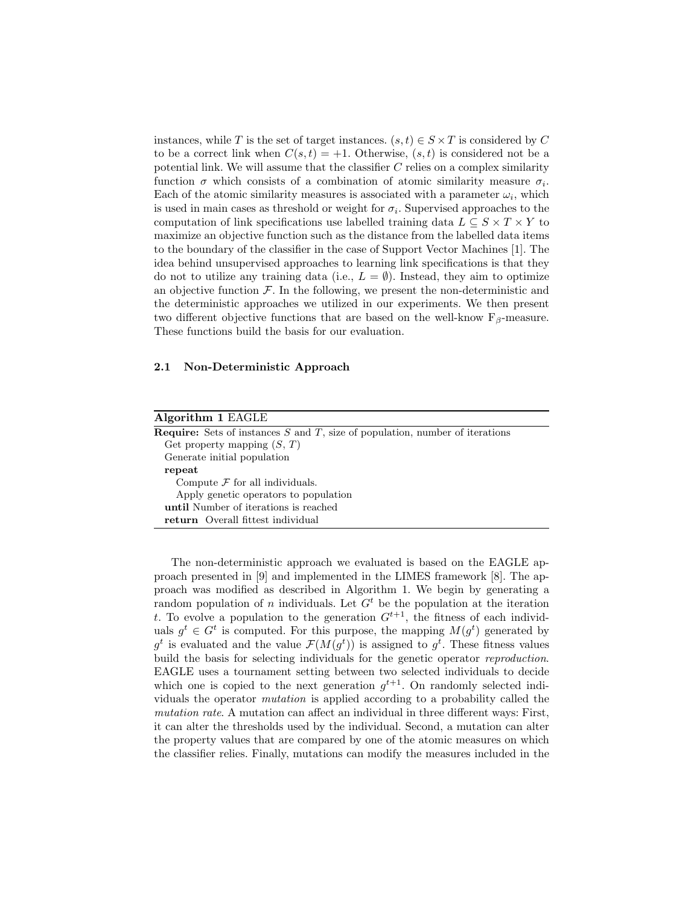instances, while $T$ is the set of target instances. $(s, t) \in S \times T$ is considered by $C$ to be a correct link when $C(s, t) = +1$. Otherwise, $(s, t)$ is considered not be a potential link. We will assume that the classifier $C$ relies on a complex similarity function $\sigma$ which consists of a combination of atomic similarity measure $\sigma_i$. Each of the atomic similarity measures is associated with a parameter $\omega_i$, which is used in main cases as threshold or weight for $\sigma_i$. Supervised approaches to the computation of link specifications use labelled training data $L \subseteq S \times T \times Y$ to maximize an objective function such as the distance from the labelled data items to the boundary of the classifier in the case of Support Vector Machines [1]. The idea behind unsupervised approaches to learning link specifications is that they do not to utilize any training data (i.e., $L = \emptyset$). Instead, they aim to optimize an objective function $\mathcal{F}$. In the following, we present the non-deterministic and the deterministic approaches we utilized in our experiments. We then present two different objective functions that are based on the well-know $F_\beta$-measure. These functions build the basis for our evaluation.

### 2.1 Non-Deterministic Approach

**Algorithm 1** EAGLE

**Require:** Sets of instances $S$ and $T$, size of population, number of iterations

```
Get property mapping (S, T)
Generate initial population
repeat
   Compute F for all individuals.
   Apply genetic operators to population
until Number of iterations is reached
return  Overall fittest individual
```

The non-deterministic approach we evaluated is based on the EAGLE approach presented in [9] and implemented in the LIMES framework [8]. The approach was modified as described in Algorithm 1. We begin by generating a random population of $n$ individuals. Let $G^t$ be the population at the iteration $t$. To evolve a population to the generation $G^{t+1}$, the fitness of each individuals $g^t \in G^t$ is computed. For this purpose, the mapping $M(g^t)$ generated by $g^t$ is evaluated and the value $\mathcal{F}(M(g^t))$ is assigned to $g^t$. These fitness values build the basis for selecting individuals for the genetic operator *reproduction*. EAGLE uses a tournament setting between two selected individuals to decide which one is copied to the next generation $g^{t+1}$. On randomly selected individuals the operator *mutation* is applied according to a probability called the *mutation rate*. A mutation can affect an individual in three different ways: First, it can alter the thresholds used by the individual. Second, a mutation can alter the property values that are compared by one of the atomic measures on which the classifier relies. Finally, mutations can modify the measures included in the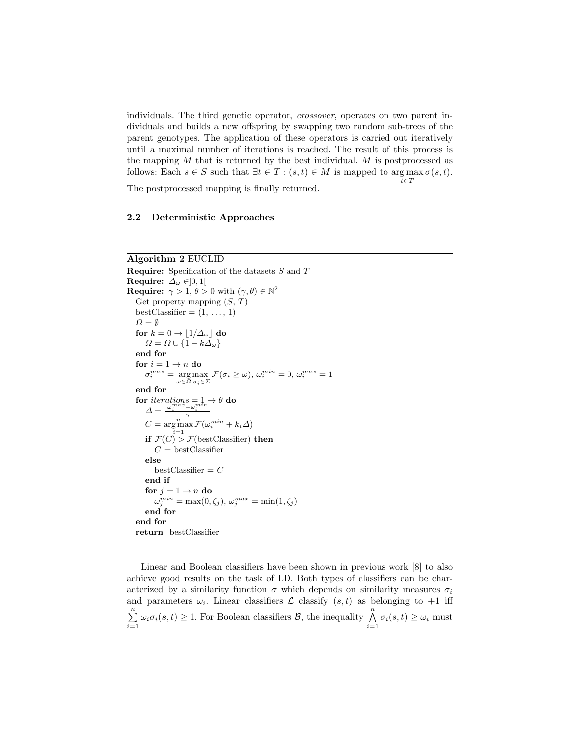individuals. The third genetic operator, *crossover*, operates on two parent individuals and builds a new offspring by swapping two random sub-trees of the parent genotypes. The application of these operators is carried out iteratively until a maximal number of iterations is reached. The result of this process is the mapping $M$ that is returned by the best individual. $M$ is postprocessed as follows: Each $s \in S$ such that $\exists t \in T : (s,t) \in M$ is mapped to $\arg\max_{t \in T} \sigma(s,t)$. The postprocessed mapping is finally returned.

### 2.2 Deterministic Approaches

**Algorithm 2** EUCLID

```
Require: Specification of the datasets S and T
Require: Δ_ω ∈]0,1[
Require: γ > 1, θ > 0 with (γ, θ) ∈ ℕ²
  Get property mapping (S, T)
  bestClassifier = (1, ..., 1)
  Ω = ∅
  for k = 0 → ⌊1/Δ_ω⌋ do
    Ω = Ω ∪ {1 − kΔ_ω}
  end for
  for i = 1 → n do
    σ_i^max = argmax_{ω∈Ω, σ_i∈Σ} F(σ_i ≥ ω), ω_i^min = 0, ω_i^max = 1
  end for
  for iterations = 1 → θ do
    Δ = |ω_i^max − ω_i^min| / γ
    C = argmax_{i=1}^{n} F(ω_i^min + k_i Δ)
    if F(C) > F(bestClassifier) then
      C = bestClassifier
    else
      bestClassifier = C
    end if
    for j = 1 → n do
      ω_j^min = max(0, ζ_j), ω_j^max = min(1, ζ_j)
    end for
  end for
  return bestClassifier
```

Linear and Boolean classifiers have been shown in previous work [8] to also achieve good results on the task of LD. Both types of classifiers can be characterized by a similarity function $\sigma$ which depends on similarity measures $\sigma_i$ and parameters $\omega_i$. Linear classifiers $\mathcal{L}$ classify $(s,t)$ as belonging to $+1$ iff $\sum_{i=1}^{n} \omega_i \sigma_i(s,t) \geq 1$. For Boolean classifiers $\mathcal{B}$, the inequality $\bigwedge_{i=1}^{n} \sigma_i(s,t) \geq \omega_i$ must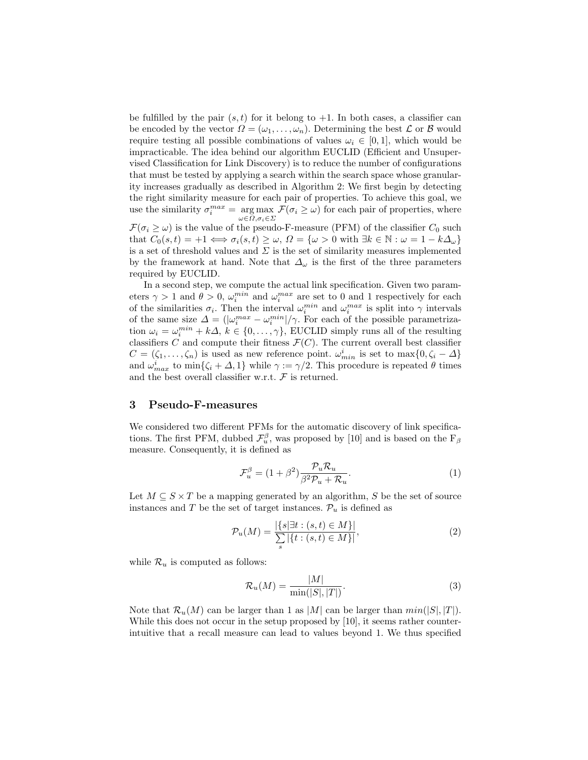be fulfilled by the pair $(s,t)$ for it belong to $+1$. In both cases, a classifier can be encoded by the vector $\Omega = (\omega_1, \ldots, \omega_n)$. Determining the best $\mathcal{L}$ or $\mathcal{B}$ would require testing all possible combinations of values $\omega_i \in [0,1]$, which would be impracticable. The idea behind our algorithm EUCLID (Efficient and Unsupervised Classification for Link Discovery) is to reduce the number of configurations that must be tested by applying a search within the search space whose granularity increases gradually as described in Algorithm 2: We first begin by detecting the right similarity measure for each pair of properties. To achieve this goal, we use the similarity $\sigma_i^{max} = \underset{\omega \in \Omega, \sigma_i \in \Sigma}{\arg\max}\ \mathcal{F}(\sigma_i \geq \omega)$ for each pair of properties, where $\mathcal{F}(\sigma_i \geq \omega)$ is the value of the pseudo-F-measure (PFM) of the classifier $C_0$ such that $C_0(s,t) = +1 \iff \sigma_i(s,t) \geq \omega$, $\Omega = \{\omega > 0 \text{ with } \exists k \in \mathbb{N} : \omega = 1 - k\Delta_\omega\}$ is a set of threshold values and $\Sigma$ is the set of similarity measures implemented by the framework at hand. Note that $\Delta_\omega$ is the first of the three parameters required by EUCLID.

In a second step, we compute the actual link specification. Given two parameters $\gamma > 1$ and $\theta > 0$, $\omega_i^{min}$ and $\omega_i^{max}$ are set to 0 and 1 respectively for each of the similarities $\sigma_i$. Then the interval $\omega_i^{min}$ and $\omega_i^{max}$ is split into $\gamma$ intervals of the same size $\Delta = (|\omega_i^{max} - \omega_i^{min}|/\gamma$. For each of the possible parametrization $\omega_i = \omega_i^{min} + k\Delta$, $k \in \{0, \ldots, \gamma\}$, EUCLID simply runs all of the resulting classifiers $C$ and compute their fitness $\mathcal{F}(C)$. The current overall best classifier $C = (\zeta_1, \ldots, \zeta_n)$ is used as new reference point. $\omega_{min}^i$ is set to $\max\{0, \zeta_i - \Delta\}$ and $\omega_{max}^i$ to $\min\{\zeta_i + \Delta, 1\}$ while $\gamma := \gamma/2$. This procedure is repeated $\theta$ times and the best overall classifier w.r.t. $\mathcal{F}$ is returned.

## 3 Pseudo-F-measures

We considered two different PFMs for the automatic discovery of link specifications. The first PFM, dubbed $\mathcal{F}_u^\beta$, was proposed by [10] and is based on the $\mathrm{F}_\beta$ measure. Consequently, it is defined as

$$\mathcal{F}_u^\beta = (1+\beta^2)\frac{\mathcal{P}_u \mathcal{R}_u}{\beta^2 \mathcal{P}_u + \mathcal{R}_u}. \tag{1}$$

Let $M \subseteq S \times T$ be a mapping generated by an algorithm, $S$ be the set of source instances and $T$ be the set of target instances. $\mathcal{P}_u$ is defined as

$$\mathcal{P}_u(M) = \frac{|\{s | \exists t : (s,t) \in M\}|}{\sum\limits_s |\{t : (s,t) \in M\}|}, \tag{2}$$

while $\mathcal{R}_u$ is computed as follows:

$$\mathcal{R}_u(M) = \frac{|M|}{\min(|S|, |T|)}. \tag{3}$$

Note that $\mathcal{R}_u(M)$ can be larger than 1 as $|M|$ can be larger than $min(|S|, |T|)$. While this does not occur in the setup proposed by [10], it seems rather counter-intuitive that a recall measure can lead to values beyond 1. We thus specified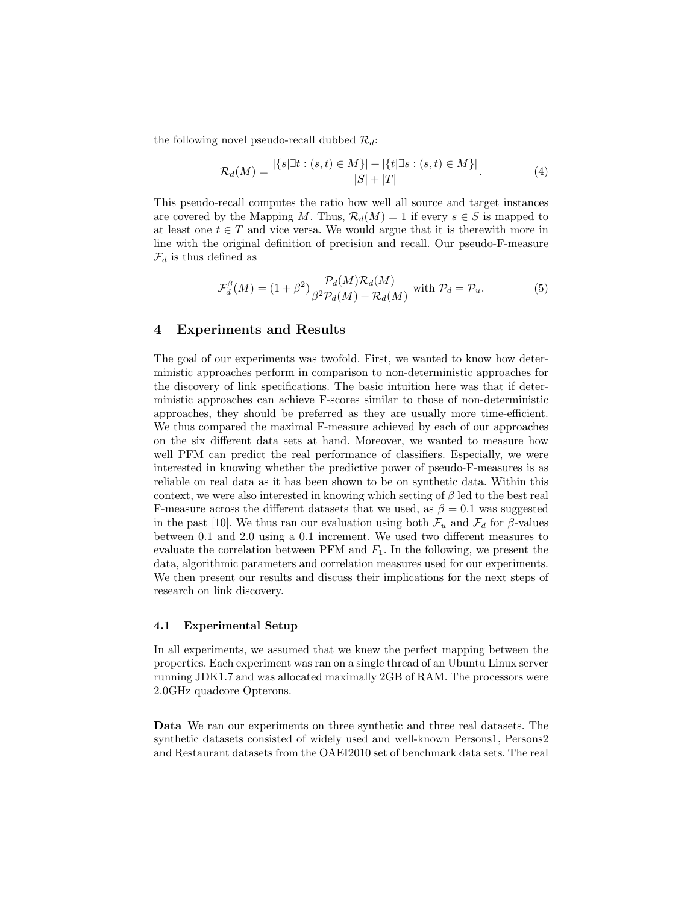the following novel pseudo-recall dubbed $\mathcal{R}_d$:

$$\mathcal{R}_d(M) = \frac{|\{s|\exists t : (s,t) \in M\}| + |\{t|\exists s : (s,t) \in M\}|}{|S| + |T|}. \tag{4}$$

This pseudo-recall computes the ratio how well all source and target instances are covered by the Mapping $M$. Thus, $\mathcal{R}_d(M) = 1$ if every $s \in S$ is mapped to at least one $t \in T$ and vice versa. We would argue that it is therewith more in line with the original definition of precision and recall. Our pseudo-F-measure $\mathcal{F}_d$ is thus defined as

$$\mathcal{F}_d^\beta(M) = (1+\beta^2)\frac{\mathcal{P}_d(M)\mathcal{R}_d(M)}{\beta^2\mathcal{P}_d(M) + \mathcal{R}_d(M)} \text{ with } \mathcal{P}_d = \mathcal{P}_u. \tag{5}$$

## 4 Experiments and Results

The goal of our experiments was twofold. First, we wanted to know how deterministic approaches perform in comparison to non-deterministic approaches for the discovery of link specifications. The basic intuition here was that if deterministic approaches can achieve F-scores similar to those of non-deterministic approaches, they should be preferred as they are usually more time-efficient. We thus compared the maximal F-measure achieved by each of our approaches on the six different data sets at hand. Moreover, we wanted to measure how well PFM can predict the real performance of classifiers. Especially, we were interested in knowing whether the predictive power of pseudo-F-measures is as reliable on real data as it has been shown to be on synthetic data. Within this context, we were also interested in knowing which setting of $\beta$ led to the best real F-measure across the different datasets that we used, as $\beta = 0.1$ was suggested in the past [10]. We thus ran our evaluation using both $\mathcal{F}_u$ and $\mathcal{F}_d$ for $\beta$-values between 0.1 and 2.0 using a 0.1 increment. We used two different measures to evaluate the correlation between PFM and $F_1$. In the following, we present the data, algorithmic parameters and correlation measures used for our experiments. We then present our results and discuss their implications for the next steps of research on link discovery.

### 4.1 Experimental Setup

In all experiments, we assumed that we knew the perfect mapping between the properties. Each experiment was ran on a single thread of an Ubuntu Linux server running JDK1.7 and was allocated maximally 2GB of RAM. The processors were 2.0GHz quadcore Opterons.

**Data** We ran our experiments on three synthetic and three real datasets. The synthetic datasets consisted of widely used and well-known Persons1, Persons2 and Restaurant datasets from the OAEI2010 set of benchmark data sets. The real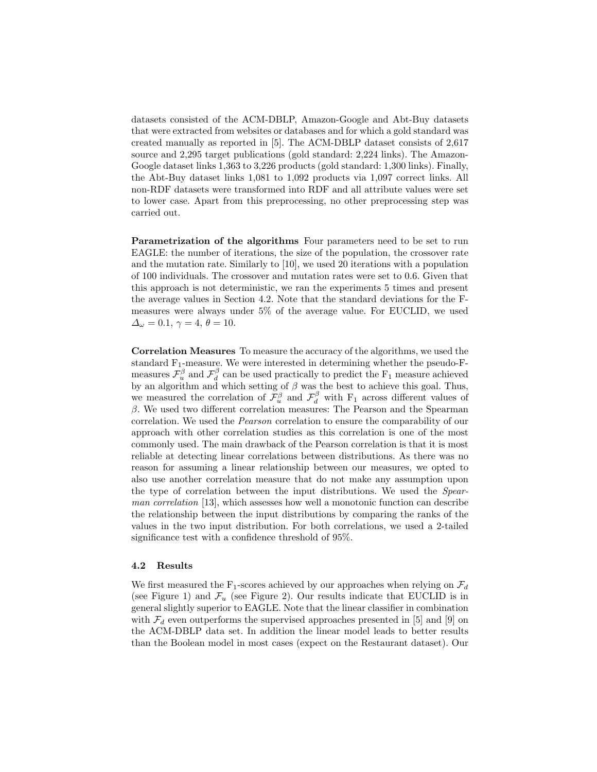datasets consisted of the ACM-DBLP, Amazon-Google and Abt-Buy datasets that were extracted from websites or databases and for which a gold standard was created manually as reported in [5]. The ACM-DBLP dataset consists of 2,617 source and 2,295 target publications (gold standard: 2,224 links). The Amazon-Google dataset links 1,363 to 3,226 products (gold standard: 1,300 links). Finally, the Abt-Buy dataset links 1,081 to 1,092 products via 1,097 correct links. All non-RDF datasets were transformed into RDF and all attribute values were set to lower case. Apart from this preprocessing, no other preprocessing step was carried out.

**Parametrization of the algorithms** Four parameters need to be set to run EAGLE: the number of iterations, the size of the population, the crossover rate and the mutation rate. Similarly to [10], we used 20 iterations with a population of 100 individuals. The crossover and mutation rates were set to 0.6. Given that this approach is not deterministic, we ran the experiments 5 times and present the average values in Section 4.2. Note that the standard deviations for the F-measures were always under 5% of the average value. For EUCLID, we used $\Delta_\omega = 0.1$, $\gamma = 4$, $\theta = 10$.

**Correlation Measures** To measure the accuracy of the algorithms, we used the standard $F_1$-measure. We were interested in determining whether the pseudo-F-measures $\mathcal{F}_u^\beta$ and $\mathcal{F}_d^\beta$ can be used practically to predict the $F_1$ measure achieved by an algorithm and which setting of $\beta$ was the best to achieve this goal. Thus, we measured the correlation of $\mathcal{F}_u^\beta$ and $\mathcal{F}_d^\beta$ with $F_1$ across different values of $\beta$. We used two different correlation measures: The Pearson and the Spearman correlation. We used the *Pearson* correlation to ensure the comparability of our approach with other correlation studies as this correlation is one of the most commonly used. The main drawback of the Pearson correlation is that it is most reliable at detecting linear correlations between distributions. As there was no reason for assuming a linear relationship between our measures, we opted to also use another correlation measure that do not make any assumption upon the type of correlation between the input distributions. We used the *Spearman correlation* [13], which assesses how well a monotonic function can describe the relationship between the input distributions by comparing the ranks of the values in the two input distribution. For both correlations, we used a 2-tailed significance test with a confidence threshold of 95%.

### 4.2 Results

We first measured the $F_1$-scores achieved by our approaches when relying on $\mathcal{F}_d$ (see Figure 1) and $\mathcal{F}_u$ (see Figure 2). Our results indicate that EUCLID is in general slightly superior to EAGLE. Note that the linear classifier in combination with $\mathcal{F}_d$ even outperforms the supervised approaches presented in [5] and [9] on the ACM-DBLP data set. In addition the linear model leads to better results than the Boolean model in most cases (expect on the Restaurant dataset). Our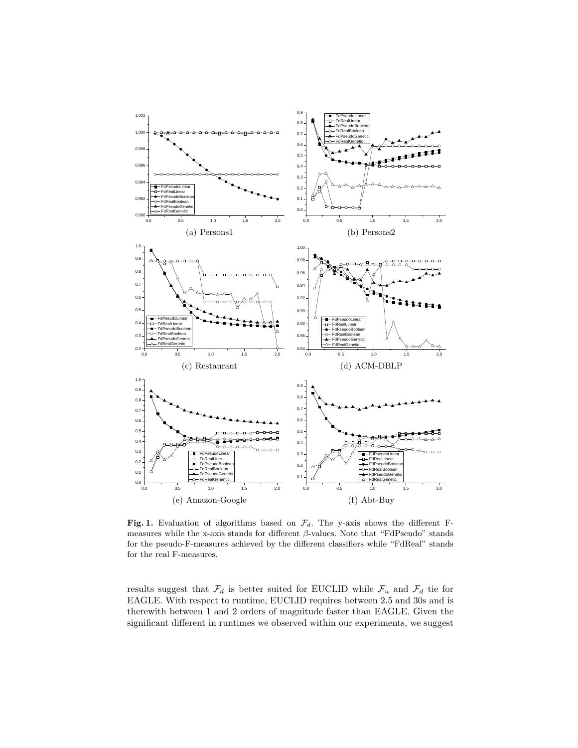1.002
1.000
0.998
0.996
0.994
0.992
0.990
0.0 0.5 1.0 1.5 2.0

FdPseudoLinear
FdRealLinear
FdPseudoBoolean
FdRealBoolean
FdPseudoGenetic
FdRealGenetic

(a) Persons1

0.9
0.8
0.7
0.6
0.5
0.4
0.3
0.2
0.1
0.0
0.0 0.5 1.0 1.5 2.0

FdPseudoLinear
FdRealLinear
FdPseudoBoolean
FdRealBoolean
FdPseudoGenetic
FdRealGenetic

(b) Persons2

1.0
0.9
0.8
0.7
0.6
0.5
0.4
0.3
0.2
0.0 0.5 1.0 1.5 2.0

FdPseudoLinear
FdRealLinear
FdPseudoBoolean
FdRealBoolean
FdPseudoGenetic
FdRealGenetic

(c) Restaurant

1.00
0.98
0.96
0.94
0.92
0.90
0.88
0.86
0.84
0.0 0.5 1.0 1.5 2.0

FdPseudoLinear
FdRealLinear
FdPseudoBoolean
FdRealBoolean
FdPseudoGenetic
FdRealGenetic

(d) ACM-DBLP

1.0
0.9
0.8
0.7
0.6
0.5
0.4
0.3
0.2
0.1
0.0
0.0 0.5 1.0 1.5 2.0

FdPseudoLinear
FdRealLiner
FdPseudoBoolean
FdRealBoolean
FdPseudoGenetic
FdRealGenentic

(e) Amazon-Google

0.9
0.8
0.7
0.6
0.5
0.4
0.3
0.2
0.1
0.0 0.5 1.0 1.5 2.0

FdPseudoLinear
FdRealLinear
FdPseudoBoolean
FdRealBoolean
FdPseudoGenetic
FdRealGenetic

(f) Abt-Buy

**Fig. 1.** Evaluation of algorithms based on $\mathcal{F}_d$. The y-axis shows the different F-measures while the x-axis stands for different $\beta$-values. Note that "FdPseudo" stands for the pseudo-F-measures achieved by the different classifiers while "FdReal" stands for the real F-measures.

results suggest that $\mathcal{F}_d$ is better suited for EUCLID while $\mathcal{F}_u$ and $\mathcal{F}_d$ tie for EAGLE. With respect to runtime, EUCLID requires between 2.5 and 30s and is therewith between 1 and 2 orders of magnitude faster than EAGLE. Given the significant different in runtimes we observed within our experiments, we suggest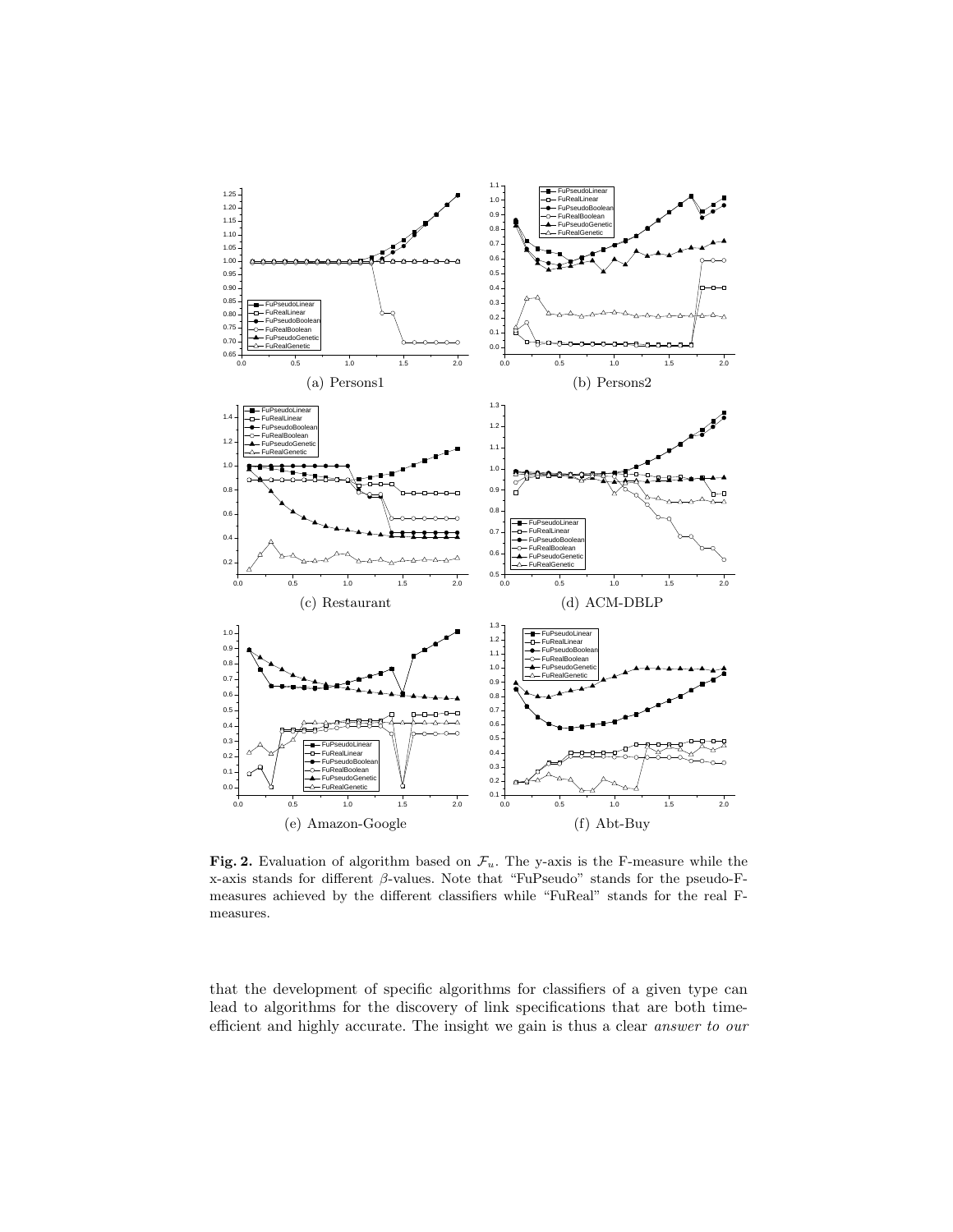(a) Persons1

(b) Persons2

(c) Restaurant

(d) ACM-DBLP

(e) Amazon-Google

(f) Abt-Buy

FuPseudoLinear
FuRealLinear
FuPseudoBoolean
FuRealBoolean
FuPseudoGenetic
FuRealGenetic

**Fig. 2.** Evaluation of algorithm based on $\mathcal{F}_u$. The y-axis is the F-measure while the x-axis stands for different $\beta$-values. Note that "FuPseudo" stands for the pseudo-F-measures achieved by the different classifiers while "FuReal" stands for the real F-measures.

that the development of specific algorithms for classifiers of a given type can lead to algorithms for the discovery of link specifications that are both time-efficient and highly accurate. The insight we gain is thus a clear *answer to our*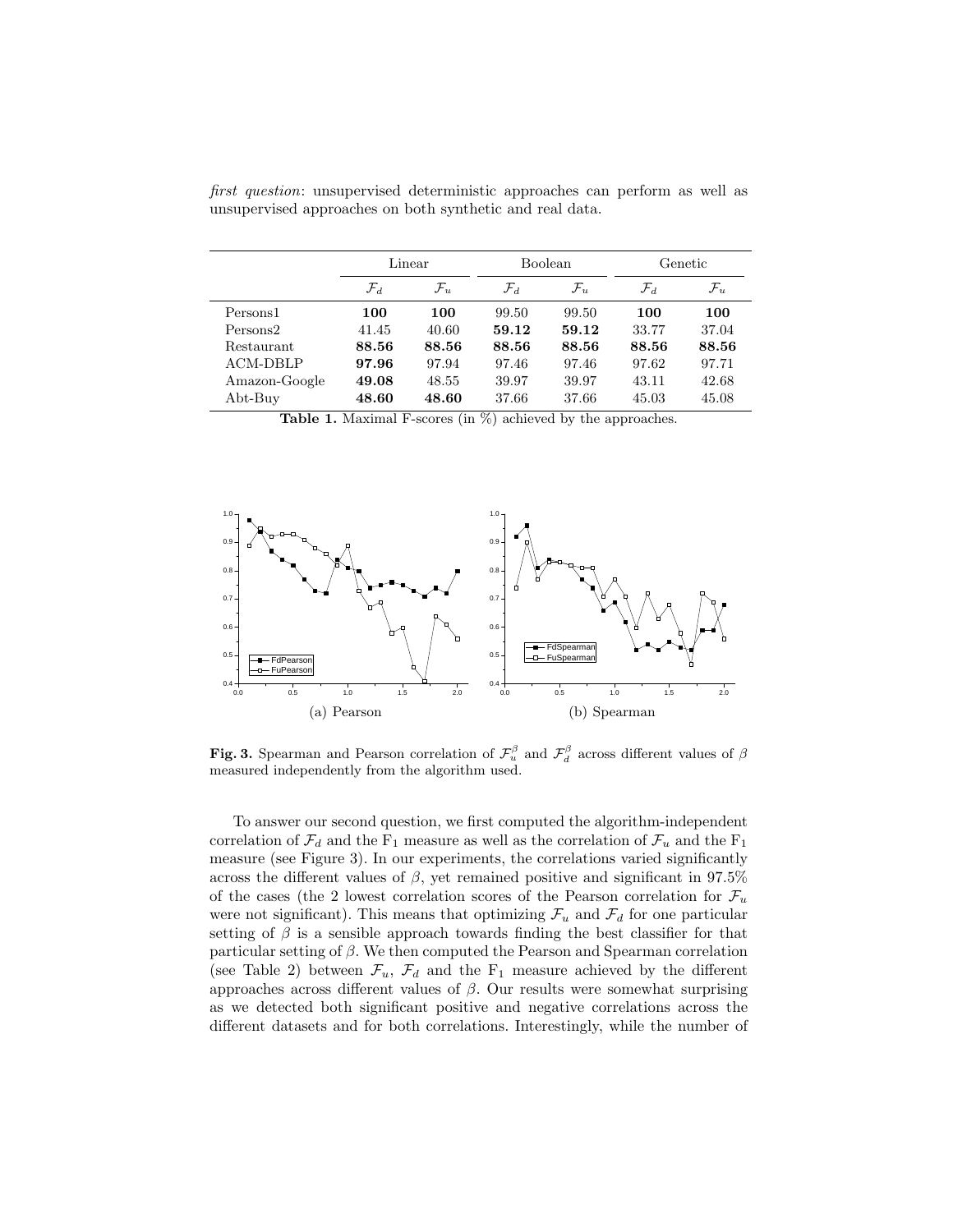*first question*: unsupervised deterministic approaches can perform as well as unsupervised approaches on both synthetic and real data.

| | Linear | | Boolean | | Genetic | |
|---|---|---|---|---|---|---|
| | $\mathcal{F}_d$ | $\mathcal{F}_u$ | $\mathcal{F}_d$ | $\mathcal{F}_u$ | $\mathcal{F}_d$ | $\mathcal{F}_u$ |
| Persons1 | **100** | **100** | 99.50 | 99.50 | **100** | **100** |
| Persons2 | 41.45 | 40.60 | **59.12** | **59.12** | 33.77 | 37.04 |
| Restaurant | **88.56** | **88.56** | **88.56** | **88.56** | **88.56** | **88.56** |
| ACM-DBLP | **97.96** | 97.94 | 97.46 | 97.46 | 97.62 | 97.71 |
| Amazon-Google | **49.08** | 48.55 | 39.97 | 39.97 | 43.11 | 42.68 |
| Abt-Buy | **48.60** | **48.60** | 37.66 | 37.66 | 45.03 | 45.08 |

**Table 1.** Maximal F-scores (in %) achieved by the approaches.

1.0
0.9
0.8
0.7
0.6
0.5
0.4
0.0 0.5 1.0 1.5 2.0
FdPearson
FuPearson

(a) Pearson

1.0
0.9
0.8
0.7
0.6
0.5
0.4
0.0 0.5 1.0 1.5 2.0
FdSpearman
FuSpearman

(b) Spearman

**Fig. 3.** Spearman and Pearson correlation of $\mathcal{F}_u^\beta$ and $\mathcal{F}_d^\beta$ across different values of $\beta$ measured independently from the algorithm used.

To answer our second question, we first computed the algorithm-independent correlation of $\mathcal{F}_d$ and the $\mathrm{F}_1$ measure as well as the correlation of $\mathcal{F}_u$ and the $\mathrm{F}_1$ measure (see Figure 3). In our experiments, the correlations varied significantly across the different values of $\beta$, yet remained positive and significant in 97.5% of the cases (the 2 lowest correlation scores of the Pearson correlation for $\mathcal{F}_u$ were not significant). This means that optimizing $\mathcal{F}_u$ and $\mathcal{F}_d$ for one particular setting of $\beta$ is a sensible approach towards finding the best classifier for that particular setting of $\beta$. We then computed the Pearson and Spearman correlation (see Table 2) between $\mathcal{F}_u$, $\mathcal{F}_d$ and the $\mathrm{F}_1$ measure achieved by the different approaches across different values of $\beta$. Our results were somewhat surprising as we detected both significant positive and negative correlations across the different datasets and for both correlations. Interestingly, while the number of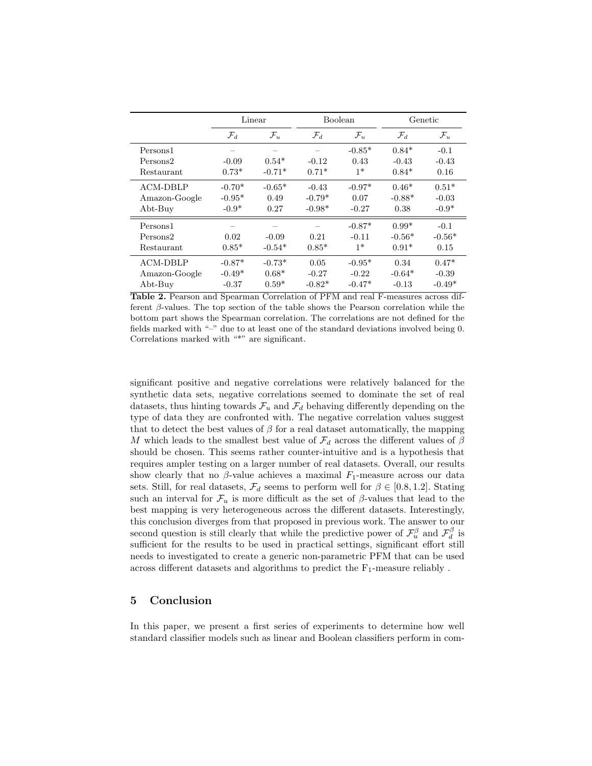| | Linear | | Boolean | | Genetic | |
|---|---|---|---|---|---|---|
| | $\mathcal{F}_d$ | $\mathcal{F}_u$ | $\mathcal{F}_d$ | $\mathcal{F}_u$ | $\mathcal{F}_d$ | $\mathcal{F}_u$ |
| Persons1 | – | – | – | -0.85* | 0.84* | -0.1 |
| Persons2 | -0.09 | 0.54* | -0.12 | 0.43 | -0.43 | -0.43 |
| Restaurant | 0.73* | -0.71* | 0.71* | 1* | 0.84* | 0.16 |
| ACM-DBLP | -0.70* | -0.65* | -0.43 | -0.97* | 0.46* | 0.51* |
| Amazon-Google | -0.95* | 0.49 | -0.79* | 0.07 | -0.88* | -0.03 |
| Abt-Buy | -0.9* | 0.27 | -0.98* | -0.27 | 0.38 | -0.9* |
| Persons1 | – | – | – | -0.87* | 0.99* | -0.1 |
| Persons2 | 0.02 | -0.09 | 0.21 | -0.11 | -0.56* | -0.56* |
| Restaurant | 0.85* | -0.54* | 0.85* | 1* | 0.91* | 0.15 |
| ACM-DBLP | -0.87* | -0.73* | 0.05 | -0.95* | 0.34 | 0.47* |
| Amazon-Google | -0.49* | 0.68* | -0.27 | -0.22 | -0.64* | -0.39 |
| Abt-Buy | -0.37 | 0.59* | -0.82* | -0.47* | -0.13 | -0.49* |

**Table 2.** Pearson and Spearman Correlation of PFM and real F-measures across different $\beta$-values. The top section of the table shows the Pearson correlation while the bottom part shows the Spearman correlation. The correlations are not defined for the fields marked with "–" due to at least one of the standard deviations involved being 0. Correlations marked with "*" are significant.

significant positive and negative correlations were relatively balanced for the synthetic data sets, negative correlations seemed to dominate the set of real datasets, thus hinting towards $\mathcal{F}_u$ and $\mathcal{F}_d$ behaving differently depending on the type of data they are confronted with. The negative correlation values suggest that to detect the best values of $\beta$ for a real dataset automatically, the mapping $M$ which leads to the smallest best value of $\mathcal{F}_d$ across the different values of $\beta$ should be chosen. This seems rather counter-intuitive and is a hypothesis that requires ampler testing on a larger number of real datasets. Overall, our results show clearly that no $\beta$-value achieves a maximal $F_1$-measure across our data sets. Still, for real datasets, $\mathcal{F}_d$ seems to perform well for $\beta \in [0.8, 1.2]$. Stating such an interval for $\mathcal{F}_u$ is more difficult as the set of $\beta$-values that lead to the best mapping is very heterogeneous across the different datasets. Interestingly, this conclusion diverges from that proposed in previous work. The answer to our second question is still clearly that while the predictive power of $\mathcal{F}_u^\beta$ and $\mathcal{F}_d^\beta$ is sufficient for the results to be used in practical settings, significant effort still needs to investigated to create a generic non-parametric PFM that can be used across different datasets and algorithms to predict the $F_1$-measure reliably .

## 5 Conclusion

In this paper, we present a first series of experiments to determine how well standard classifier models such as linear and Boolean classifiers perform in com-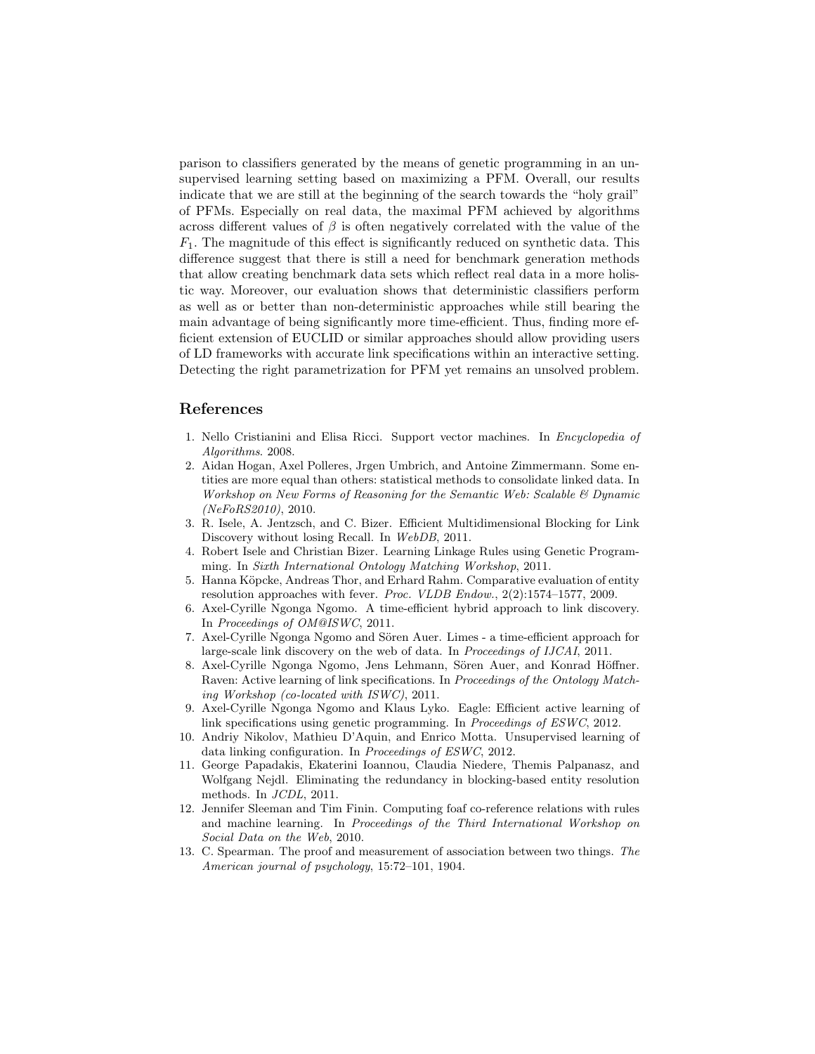parison to classifiers generated by the means of genetic programming in an unsupervised learning setting based on maximizing a PFM. Overall, our results indicate that we are still at the beginning of the search towards the "holy grail" of PFMs. Especially on real data, the maximal PFM achieved by algorithms across different values of $\beta$ is often negatively correlated with the value of the $F_1$. The magnitude of this effect is significantly reduced on synthetic data. This difference suggest that there is still a need for benchmark generation methods that allow creating benchmark data sets which reflect real data in a more holistic way. Moreover, our evaluation shows that deterministic classifiers perform as well as or better than non-deterministic approaches while still bearing the main advantage of being significantly more time-efficient. Thus, finding more efficient extension of EUCLID or similar approaches should allow providing users of LD frameworks with accurate link specifications within an interactive setting. Detecting the right parametrization for PFM yet remains an unsolved problem.

## References

1. Nello Cristianini and Elisa Ricci. Support vector machines. In *Encyclopedia of Algorithms*. 2008.
2. Aidan Hogan, Axel Polleres, Jrgen Umbrich, and Antoine Zimmermann. Some entities are more equal than others: statistical methods to consolidate linked data. In *Workshop on New Forms of Reasoning for the Semantic Web: Scalable & Dynamic (NeFoRS2010)*, 2010.
3. R. Isele, A. Jentzsch, and C. Bizer. Efficient Multidimensional Blocking for Link Discovery without losing Recall. In *WebDB*, 2011.
4. Robert Isele and Christian Bizer. Learning Linkage Rules using Genetic Programming. In *Sixth International Ontology Matching Workshop*, 2011.
5. Hanna Köpcke, Andreas Thor, and Erhard Rahm. Comparative evaluation of entity resolution approaches with fever. *Proc. VLDB Endow.*, 2(2):1574–1577, 2009.
6. Axel-Cyrille Ngonga Ngomo. A time-efficient hybrid approach to link discovery. In *Proceedings of OM@ISWC*, 2011.
7. Axel-Cyrille Ngonga Ngomo and Sören Auer. Limes - a time-efficient approach for large-scale link discovery on the web of data. In *Proceedings of IJCAI*, 2011.
8. Axel-Cyrille Ngonga Ngomo, Jens Lehmann, Sören Auer, and Konrad Höffner. Raven: Active learning of link specifications. In *Proceedings of the Ontology Matching Workshop (co-located with ISWC)*, 2011.
9. Axel-Cyrille Ngonga Ngomo and Klaus Lyko. Eagle: Efficient active learning of link specifications using genetic programming. In *Proceedings of ESWC*, 2012.
10. Andriy Nikolov, Mathieu D'Aquin, and Enrico Motta. Unsupervised learning of data linking configuration. In *Proceedings of ESWC*, 2012.
11. George Papadakis, Ekaterini Ioannou, Claudia Niedere, Themis Palpanasz, and Wolfgang Nejdl. Eliminating the redundancy in blocking-based entity resolution methods. In *JCDL*, 2011.
12. Jennifer Sleeman and Tim Finin. Computing foaf co-reference relations with rules and machine learning. In *Proceedings of the Third International Workshop on Social Data on the Web*, 2010.
13. C. Spearman. The proof and measurement of association between two things. *The American journal of psychology*, 15:72–101, 1904.